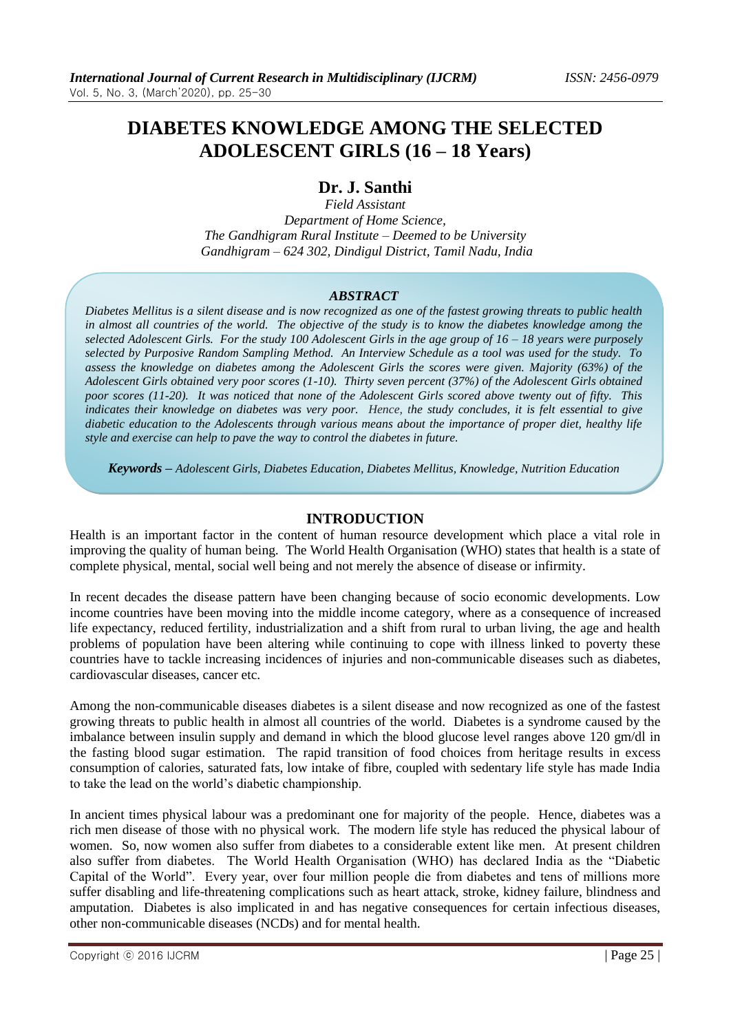# DIABETES KNOWLEDGE AMONG THE SELECTED ADOLESCENT GIRLS (16 – 18 Years)

## Dr. J. Santhi

*Field Assistant*
*Department of Home Science,*
*The Gandhigram Rural Institute – Deemed to be University*
*Gandhigram – 624 302, Dindigul District, Tamil Nadu, India*

### *ABSTRACT*

*Diabetes Mellitus is a silent disease and is now recognized as one of the fastest growing threats to public health in almost all countries of the world. The objective of the study is to know the diabetes knowledge among the selected Adolescent Girls. For the study 100 Adolescent Girls in the age group of 16 – 18 years were purposely selected by Purposive Random Sampling Method. An Interview Schedule as a tool was used for the study. To assess the knowledge on diabetes among the Adolescent Girls the scores were given. Majority (63%) of the Adolescent Girls obtained very poor scores (1-10). Thirty seven percent (37%) of the Adolescent Girls obtained poor scores (11-20). It was noticed that none of the Adolescent Girls scored above twenty out of fifty. This indicates their knowledge on diabetes was very poor. Hence, the study concludes, it is felt essential to give diabetic education to the Adolescents through various means about the importance of proper diet, healthy life style and exercise can help to pave the way to control the diabetes in future.*

***Keywords –*** *Adolescent Girls, Diabetes Education, Diabetes Mellitus, Knowledge, Nutrition Education*

## INTRODUCTION

Health is an important factor in the content of human resource development which place a vital role in improving the quality of human being. The World Health Organisation (WHO) states that health is a state of complete physical, mental, social well being and not merely the absence of disease or infirmity.

In recent decades the disease pattern have been changing because of socio economic developments. Low income countries have been moving into the middle income category, where as a consequence of increased life expectancy, reduced fertility, industrialization and a shift from rural to urban living, the age and health problems of population have been altering while continuing to cope with illness linked to poverty these countries have to tackle increasing incidences of injuries and non-communicable diseases such as diabetes, cardiovascular diseases, cancer etc.

Among the non-communicable diseases diabetes is a silent disease and now recognized as one of the fastest growing threats to public health in almost all countries of the world. Diabetes is a syndrome caused by the imbalance between insulin supply and demand in which the blood glucose level ranges above 120 gm/dl in the fasting blood sugar estimation. The rapid transition of food choices from heritage results in excess consumption of calories, saturated fats, low intake of fibre, coupled with sedentary life style has made India to take the lead on the world's diabetic championship.

In ancient times physical labour was a predominant one for majority of the people. Hence, diabetes was a rich men disease of those with no physical work. The modern life style has reduced the physical labour of women. So, now women also suffer from diabetes to a considerable extent like men. At present children also suffer from diabetes. The World Health Organisation (WHO) has declared India as the "Diabetic Capital of the World". Every year, over four million people die from diabetes and tens of millions more suffer disabling and life-threatening complications such as heart attack, stroke, kidney failure, blindness and amputation. Diabetes is also implicated in and has negative consequences for certain infectious diseases, other non-communicable diseases (NCDs) and for mental health.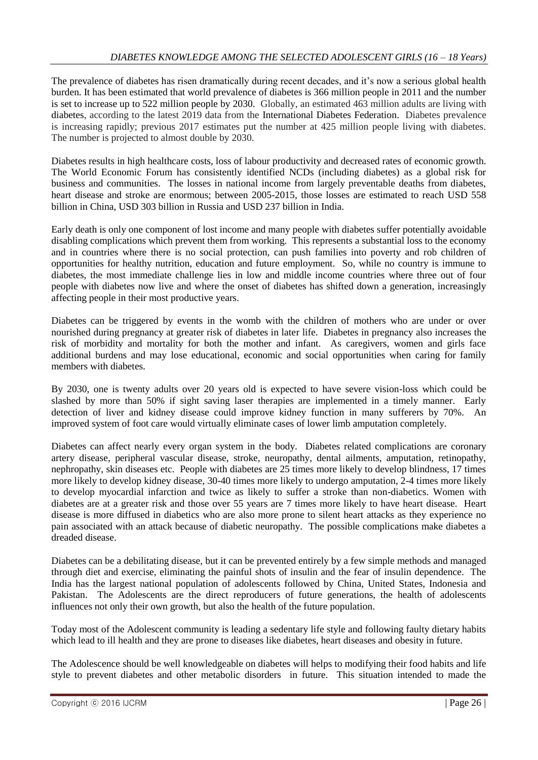The prevalence of diabetes has risen dramatically during recent decades, and it's now a serious global health burden. It has been estimated that world prevalence of diabetes is 366 million people in 2011 and the number is set to increase up to 522 million people by 2030. Globally, an estimated 463 million adults are living with diabetes, according to the latest 2019 data from the International Diabetes Federation. Diabetes prevalence is increasing rapidly; previous 2017 estimates put the number at 425 million people living with diabetes. The number is projected to almost double by 2030.

Diabetes results in high healthcare costs, loss of labour productivity and decreased rates of economic growth. The World Economic Forum has consistently identified NCDs (including diabetes) as a global risk for business and communities. The losses in national income from largely preventable deaths from diabetes, heart disease and stroke are enormous; between 2005-2015, those losses are estimated to reach USD 558 billion in China, USD 303 billion in Russia and USD 237 billion in India.

Early death is only one component of lost income and many people with diabetes suffer potentially avoidable disabling complications which prevent them from working. This represents a substantial loss to the economy and in countries where there is no social protection, can push families into poverty and rob children of opportunities for healthy nutrition, education and future employment. So, while no country is immune to diabetes, the most immediate challenge lies in low and middle income countries where three out of four people with diabetes now live and where the onset of diabetes has shifted down a generation, increasingly affecting people in their most productive years.

Diabetes can be triggered by events in the womb with the children of mothers who are under or over nourished during pregnancy at greater risk of diabetes in later life. Diabetes in pregnancy also increases the risk of morbidity and mortality for both the mother and infant. As caregivers, women and girls face additional burdens and may lose educational, economic and social opportunities when caring for family members with diabetes.

By 2030, one is twenty adults over 20 years old is expected to have severe vision-loss which could be slashed by more than 50% if sight saving laser therapies are implemented in a timely manner. Early detection of liver and kidney disease could improve kidney function in many sufferers by 70%. An improved system of foot care would virtually eliminate cases of lower limb amputation completely.

Diabetes can affect nearly every organ system in the body. Diabetes related complications are coronary artery disease, peripheral vascular disease, stroke, neuropathy, dental ailments, amputation, retinopathy, nephropathy, skin diseases etc. People with diabetes are 25 times more likely to develop blindness, 17 times more likely to develop kidney disease, 30-40 times more likely to undergo amputation, 2-4 times more likely to develop myocardial infarction and twice as likely to suffer a stroke than non-diabetics. Women with diabetes are at a greater risk and those over 55 years are 7 times more likely to have heart disease. Heart disease is more diffused in diabetics who are also more prone to silent heart attacks as they experience no pain associated with an attack because of diabetic neuropathy. The possible complications make diabetes a dreaded disease.

Diabetes can be a debilitating disease, but it can be prevented entirely by a few simple methods and managed through diet and exercise, eliminating the painful shots of insulin and the fear of insulin dependence. The India has the largest national population of adolescents followed by China, United States, Indonesia and Pakistan. The Adolescents are the direct reproducers of future generations, the health of adolescents influences not only their own growth, but also the health of the future population.

Today most of the Adolescent community is leading a sedentary life style and following faulty dietary habits which lead to ill health and they are prone to diseases like diabetes, heart diseases and obesity in future.

The Adolescence should be well knowledgeable on diabetes will helps to modifying their food habits and life style to prevent diabetes and other metabolic disorders in future. This situation intended to made the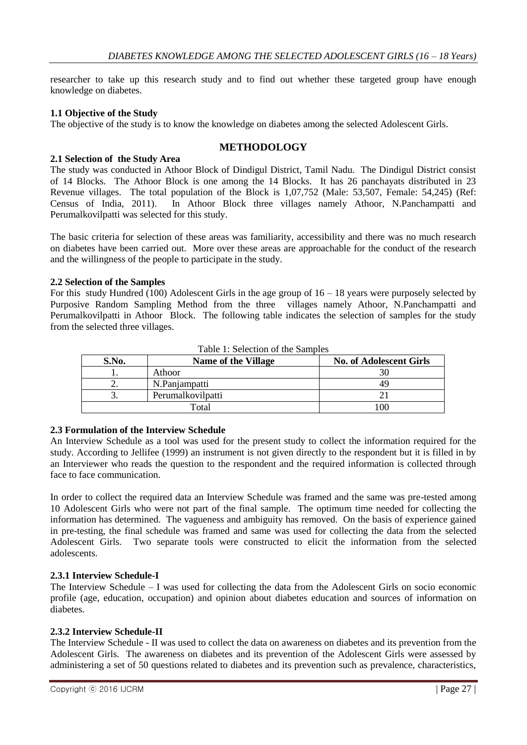researcher to take up this research study and to find out whether these targeted group have enough knowledge on diabetes.

**1.1 Objective of the Study**

The objective of the study is to know the knowledge on diabetes among the selected Adolescent Girls.

## METHODOLOGY

**2.1 Selection of the Study Area**

The study was conducted in Athoor Block of Dindigul District, Tamil Nadu. The Dindigul District consist of 14 Blocks. The Athoor Block is one among the 14 Blocks. It has 26 panchayats distributed in 23 Revenue villages. The total population of the Block is 1,07,752 (Male: 53,507, Female: 54,245) (Ref: Census of India, 2011). In Athoor Block three villages namely Athoor, N.Panchampatti and Perumalkovilpatti was selected for this study.

The basic criteria for selection of these areas was familiarity, accessibility and there was no much research on diabetes have been carried out. More over these areas are approachable for the conduct of the research and the willingness of the people to participate in the study.

**2.2 Selection of the Samples**

For this study Hundred (100) Adolescent Girls in the age group of 16 – 18 years were purposely selected by Purposive Random Sampling Method from the three villages namely Athoor, N.Panchampatti and Perumalkovilpatti in Athoor Block. The following table indicates the selection of samples for the study from the selected three villages.

Table 1: Selection of the Samples

| S.No. | Name of the Village | No. of Adolescent Girls |
|---|---|---|
| 1. | Athoor | 30 |
| 2. | N.Panjampatti | 49 |
| 3. | Perumalkovilpatti | 21 |
| Total | | 100 |

**2.3 Formulation of the Interview Schedule**

An Interview Schedule as a tool was used for the present study to collect the information required for the study. According to Jellifee (1999) an instrument is not given directly to the respondent but it is filled in by an Interviewer who reads the question to the respondent and the required information is collected through face to face communication.

In order to collect the required data an Interview Schedule was framed and the same was pre-tested among 10 Adolescent Girls who were not part of the final sample. The optimum time needed for collecting the information has determined. The vagueness and ambiguity has removed. On the basis of experience gained in pre-testing, the final schedule was framed and same was used for collecting the data from the selected Adolescent Girls. Two separate tools were constructed to elicit the information from the selected adolescents.

**2.3.1 Interview Schedule-I**

The Interview Schedule – I was used for collecting the data from the Adolescent Girls on socio economic profile (age, education, occupation) and opinion about diabetes education and sources of information on diabetes.

**2.3.2 Interview Schedule-II**

The Interview Schedule - II was used to collect the data on awareness on diabetes and its prevention from the Adolescent Girls. The awareness on diabetes and its prevention of the Adolescent Girls were assessed by administering a set of 50 questions related to diabetes and its prevention such as prevalence, characteristics,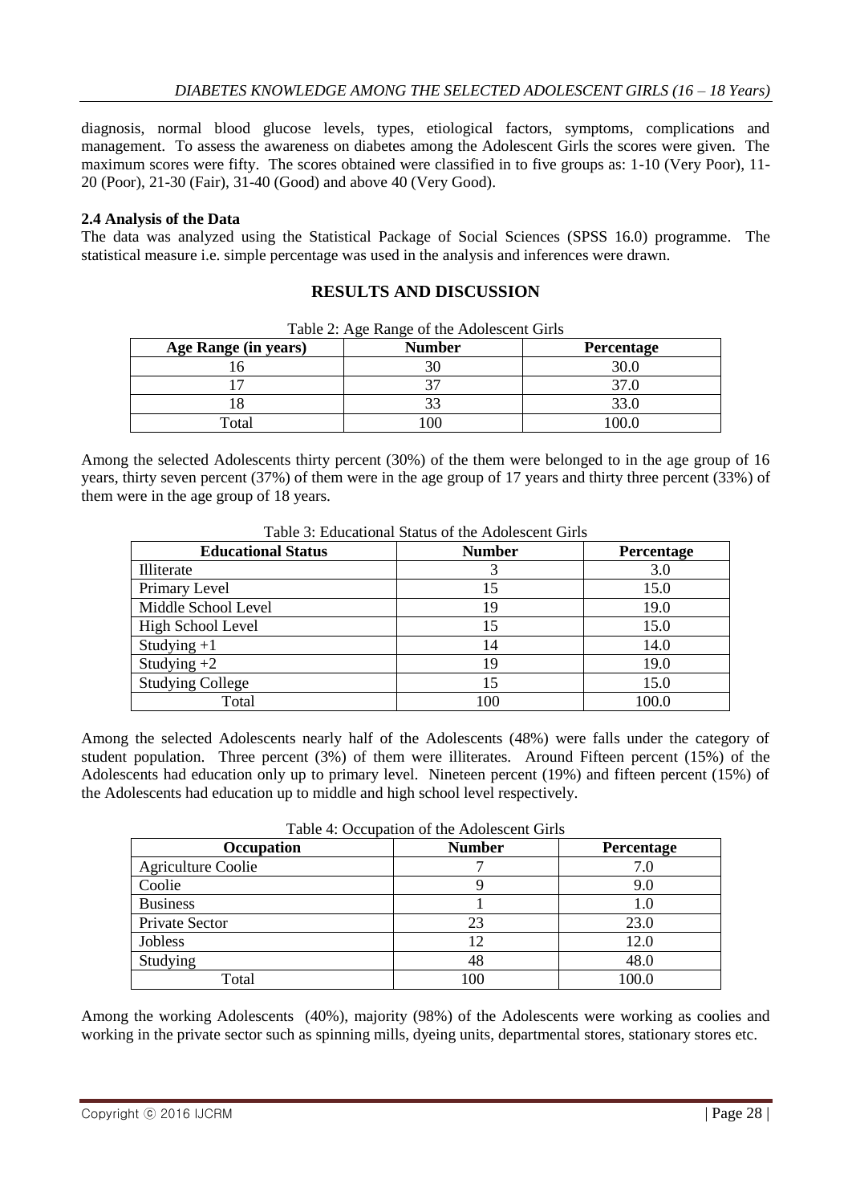diagnosis, normal blood glucose levels, types, etiological factors, symptoms, complications and management. To assess the awareness on diabetes among the Adolescent Girls the scores were given. The maximum scores were fifty. The scores obtained were classified in to five groups as: 1-10 (Very Poor), 11-20 (Poor), 21-30 (Fair), 31-40 (Good) and above 40 (Very Good).

### 2.4 Analysis of the Data

The data was analyzed using the Statistical Package of Social Sciences (SPSS 16.0) programme. The statistical measure i.e. simple percentage was used in the analysis and inferences were drawn.

## RESULTS AND DISCUSSION

Table 2: Age Range of the Adolescent Girls

| Age Range (in years) | Number | Percentage |
|---|---|---|
| 16 | 30 | 30.0 |
| 17 | 37 | 37.0 |
| 18 | 33 | 33.0 |
| Total | 100 | 100.0 |

Among the selected Adolescents thirty percent (30%) of the them were belonged to in the age group of 16 years, thirty seven percent (37%) of them were in the age group of 17 years and thirty three percent (33%) of them were in the age group of 18 years.

Table 3: Educational Status of the Adolescent Girls

| Educational Status | Number | Percentage |
|---|---|---|
| Illiterate | 3 | 3.0 |
| Primary Level | 15 | 15.0 |
| Middle School Level | 19 | 19.0 |
| High School Level | 15 | 15.0 |
| Studying +1 | 14 | 14.0 |
| Studying +2 | 19 | 19.0 |
| Studying College | 15 | 15.0 |
| Total | 100 | 100.0 |

Among the selected Adolescents nearly half of the Adolescents (48%) were falls under the category of student population. Three percent (3%) of them were illiterates. Around Fifteen percent (15%) of the Adolescents had education only up to primary level. Nineteen percent (19%) and fifteen percent (15%) of the Adolescents had education up to middle and high school level respectively.

Table 4: Occupation of the Adolescent Girls

| Occupation | Number | Percentage |
|---|---|---|
| Agriculture Coolie | 7 | 7.0 |
| Coolie | 9 | 9.0 |
| Business | 1 | 1.0 |
| Private Sector | 23 | 23.0 |
| Jobless | 12 | 12.0 |
| Studying | 48 | 48.0 |
| Total | 100 | 100.0 |

Among the working Adolescents (40%), majority (98%) of the Adolescents were working as coolies and working in the private sector such as spinning mills, dyeing units, departmental stores, stationary stores etc.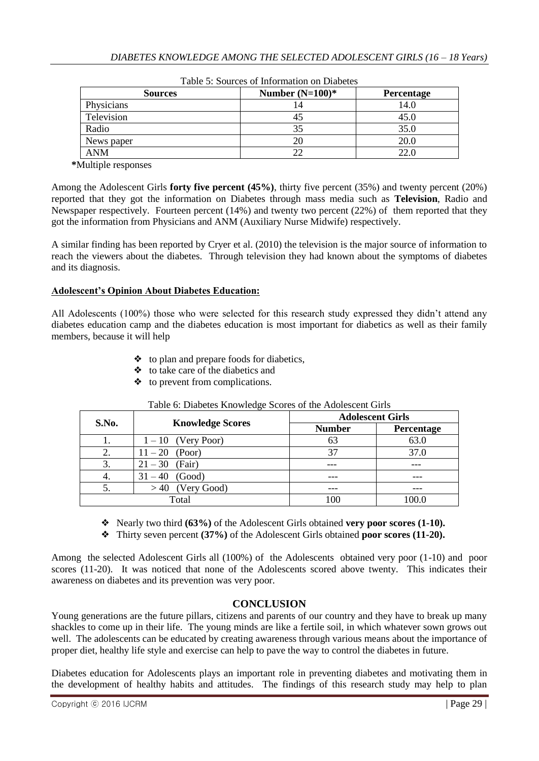Table 5: Sources of Information on Diabetes

| Sources | Number (N=100)* | Percentage |
|---|---|---|
| Physicians | 14 | 14.0 |
| Television | 45 | 45.0 |
| Radio | 35 | 35.0 |
| News paper | 20 | 20.0 |
| ANM | 22 | 22.0 |

**\***Multiple responses

Among the Adolescent Girls **forty five percent (45%)**, thirty five percent (35%) and twenty percent (20%) reported that they got the information on Diabetes through mass media such as **Television**, Radio and Newspaper respectively. Fourteen percent (14%) and twenty two percent (22%) of them reported that they got the information from Physicians and ANM (Auxiliary Nurse Midwife) respectively.

A similar finding has been reported by Cryer et al. (2010) the television is the major source of information to reach the viewers about the diabetes. Through television they had known about the symptoms of diabetes and its diagnosis.

**Adolescent's Opinion About Diabetes Education:**

All Adolescents (100%) those who were selected for this research study expressed they didn't attend any diabetes education camp and the diabetes education is most important for diabetics as well as their family members, because it will help

- to plan and prepare foods for diabetics,
- to take care of the diabetics and
- to prevent from complications.

Table 6: Diabetes Knowledge Scores of the Adolescent Girls

| S.No. | Knowledge Scores | Adolescent Girls | |
|---|---|---|---|
| | | Number | Percentage |
| 1. | 1 – 10 (Very Poor) | 63 | 63.0 |
| 2. | 11 – 20 (Poor) | 37 | 37.0 |
| 3. | 21 – 30 (Fair) | --- | --- |
| 4. | 31 – 40 (Good) | --- | --- |
| 5. | > 40 (Very Good) | --- | --- |
| Total | | 100 | 100.0 |

- Nearly two third **(63%)** of the Adolescent Girls obtained **very poor scores (1-10).**
- Thirty seven percent **(37%)** of the Adolescent Girls obtained **poor scores (11-20).**

Among the selected Adolescent Girls all (100%) of the Adolescents obtained very poor (1-10) and poor scores (11-20). It was noticed that none of the Adolescents scored above twenty. This indicates their awareness on diabetes and its prevention was very poor.

## CONCLUSION

Young generations are the future pillars, citizens and parents of our country and they have to break up many shackles to come up in their life. The young minds are like a fertile soil, in which whatever sown grows out well. The adolescents can be educated by creating awareness through various means about the importance of proper diet, healthy life style and exercise can help to pave the way to control the diabetes in future.

Diabetes education for Adolescents plays an important role in preventing diabetes and motivating them in the development of healthy habits and attitudes. The findings of this research study may help to plan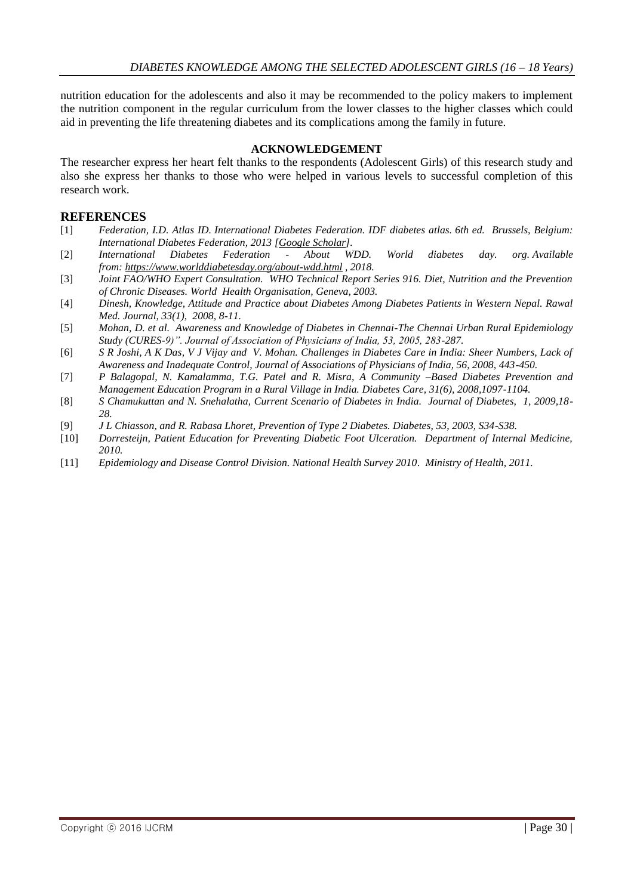nutrition education for the adolescents and also it may be recommended to the policy makers to implement the nutrition component in the regular curriculum from the lower classes to the higher classes which could aid in preventing the life threatening diabetes and its complications among the family in future.

## ACKNOWLEDGEMENT

The researcher express her heart felt thanks to the respondents (Adolescent Girls) of this research study and also she express her thanks to those who were helped in various levels to successful completion of this research work.

## REFERENCES

[1] *Federation, I.D. Atlas ID. International Diabetes Federation. IDF diabetes atlas. 6th ed. Brussels, Belgium: International Diabetes Federation, 2013 [Google Scholar].*

[2] *International Diabetes Federation - About WDD. World diabetes day. org. Available from: https://www.worlddiabetesday.org/about-wdd.html , 2018.*

[3] *Joint FAO/WHO Expert Consultation. WHO Technical Report Series 916. Diet, Nutrition and the Prevention of Chronic Diseases. World Health Organisation, Geneva, 2003.*

[4] *Dinesh, Knowledge, Attitude and Practice about Diabetes Among Diabetes Patients in Western Nepal. Rawal Med. Journal, 33(1), 2008, 8-11.*

[5] *Mohan, D. et al. Awareness and Knowledge of Diabetes in Chennai-The Chennai Urban Rural Epidemiology Study (CURES-9)". Journal of Association of Physicians of India, 53, 2005, 283-287.*

[6] *S R Joshi, A K Das, V J Vijay and V. Mohan. Challenges in Diabetes Care in India: Sheer Numbers, Lack of Awareness and Inadequate Control, Journal of Associations of Physicians of India, 56, 2008, 443-450.*

[7] *P Balagopal, N. Kamalamma, T.G. Patel and R. Misra, A Community –Based Diabetes Prevention and Management Education Program in a Rural Village in India. Diabetes Care, 31(6), 2008,1097-1104.*

[8] *S Chamukuttan and N. Snehalatha, Current Scenario of Diabetes in India. Journal of Diabetes, 1, 2009,18-28.*

[9] *J L Chiasson, and R. Rabasa Lhoret, Prevention of Type 2 Diabetes. Diabetes, 53, 2003, S34-S38.*

[10] *Dorresteijn, Patient Education for Preventing Diabetic Foot Ulceration. Department of Internal Medicine, 2010.*

[11] *Epidemiology and Disease Control Division. National Health Survey 2010. Ministry of Health, 2011.*